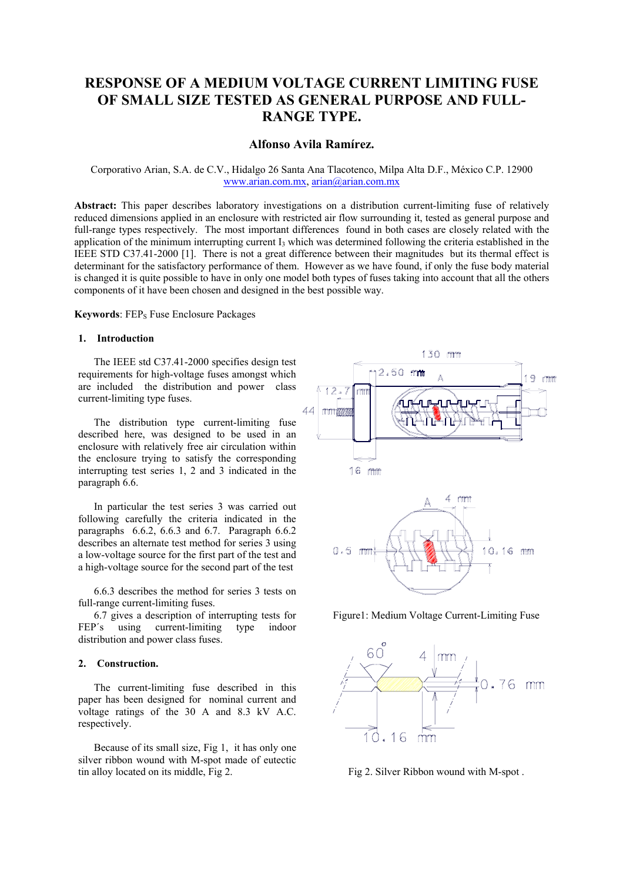# RESPONSE OF A MEDIUM VOLTAGE CURRENT LIMITING FUSE OF SMALL SIZE TESTED AS GENERAL PURPOSE AND FULL-RANGE TYPE.

## Alfonso Avila Ramírez.

Corporativo Arian, S.A. de C.V., Hidalgo 26 Santa Ana Tlacotenco, Milpa Alta D.F., México C.P. 12900
www.arian.com.mx, arian@arian.com.mx

**Abstract:** This paper describes laboratory investigations on a distribution current-limiting fuse of relatively reduced dimensions applied in an enclosure with restricted air flow surrounding it, tested as general purpose and full-range types respectively. The most important differences found in both cases are closely related with the application of the minimum interrupting current $I_3$ which was determined following the criteria established in the IEEE STD C37.41-2000 [1]. There is not a great difference between their magnitudes but its thermal effect is determinant for the satisfactory performance of them. However as we have found, if only the fuse body material is changed it is quite possible to have in only one model both types of fuses taking into account that all the others components of it have been chosen and designed in the best possible way.

**Keywords**: $FEP_S$ Fuse Enclosure Packages

### 1. Introduction

The IEEE std C37.41-2000 specifies design test requirements for high-voltage fuses amongst which are included the distribution and power class current-limiting type fuses.

The distribution type current-limiting fuse described here, was designed to be used in an enclosure with relatively free air circulation within the enclosure trying to satisfy the corresponding interrupting test series 1, 2 and 3 indicated in the paragraph 6.6.

In particular the test series 3 was carried out following carefully the criteria indicated in the paragraphs 6.6.2, 6.6.3 and 6.7. Paragraph 6.6.2 describes an alternate test method for series 3 using a low-voltage source for the first part of the test and a high-voltage source for the second part of the test

6.6.3 describes the method for series 3 tests on full-range current-limiting fuses.

6.7 gives a description of interrupting tests for FEP´s using current-limiting type indoor distribution and power class fuses.

### 2. Construction.

The current-limiting fuse described in this paper has been designed for nominal current and voltage ratings of the 30 A and 8.3 kV A.C. respectively.

Because of its small size, Fig 1, it has only one silver ribbon wound with M-spot made of eutectic tin alloy located on its middle, Fig 2.

Figure1: Medium Voltage Current-Limiting Fuse

Fig 2. Silver Ribbon wound with M-spot .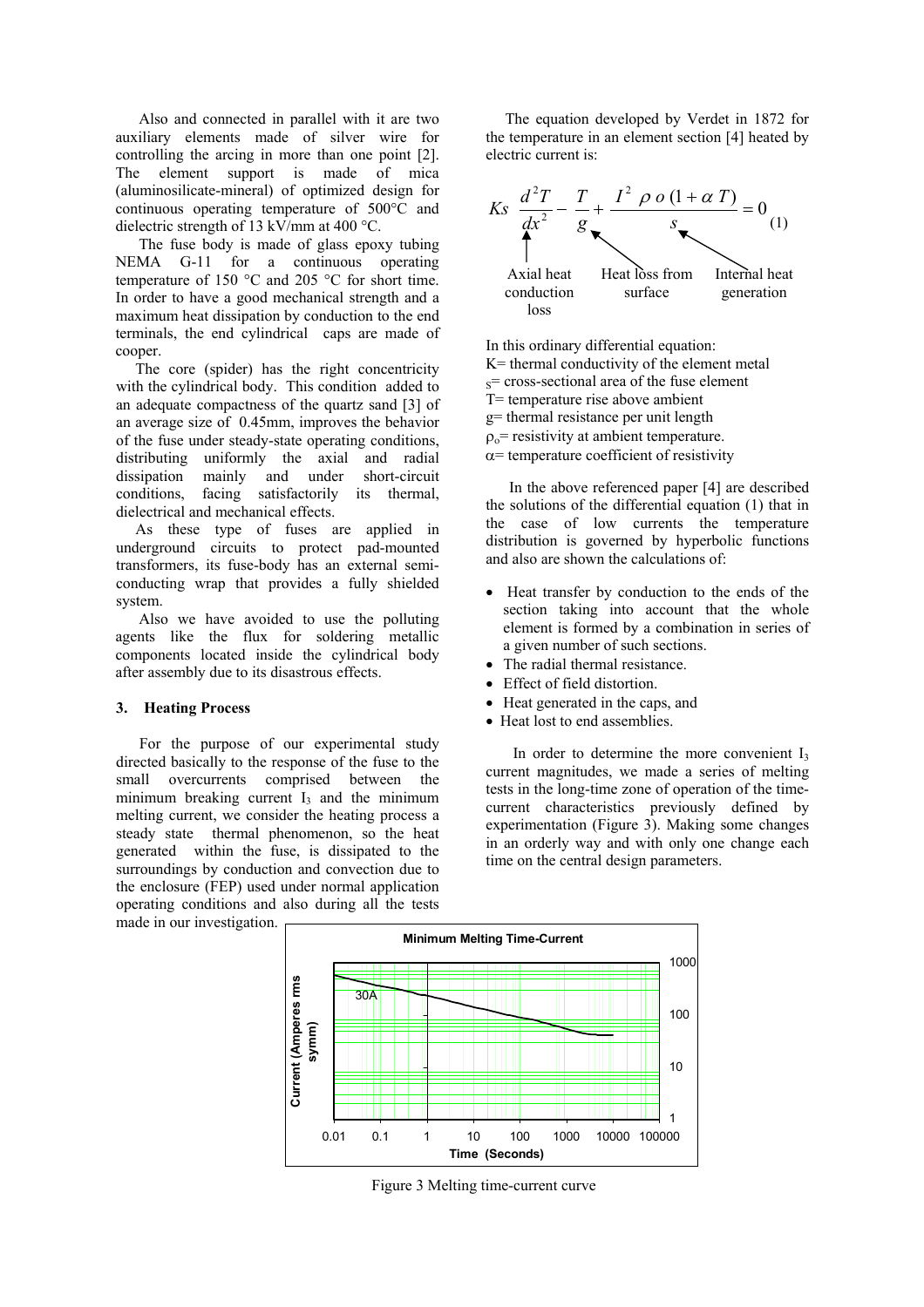Also and connected in parallel with it are two auxiliary elements made of silver wire for controlling the arcing in more than one point [2]. The element support is made of mica (aluminosilicate-mineral) of optimized design for continuous operating temperature of 500°C and dielectric strength of 13 kV/mm at 400 °C.

The fuse body is made of glass epoxy tubing NEMA G-11 for a continuous operating temperature of 150 °C and 205 °C for short time. In order to have a good mechanical strength and a maximum heat dissipation by conduction to the end terminals, the end cylindrical caps are made of cooper.

The core (spider) has the right concentricity with the cylindrical body. This condition added to an adequate compactness of the quartz sand [3] of an average size of 0.45mm, improves the behavior of the fuse under steady-state operating conditions, distributing uniformly the axial and radial dissipation mainly and under short-circuit conditions, facing satisfactorily its thermal, dielectrical and mechanical effects.

As these type of fuses are applied in underground circuits to protect pad-mounted transformers, its fuse-body has an external semi-conducting wrap that provides a fully shielded system.

Also we have avoided to use the polluting agents like the flux for soldering metallic components located inside the cylindrical body after assembly due to its disastrous effects.

### 3. Heating Process

For the purpose of our experimental study directed basically to the response of the fuse to the small overcurrents comprised between the minimum breaking current $I_3$ and the minimum melting current, we consider the heating process a steady state thermal phenomenon, so the heat generated within the fuse, is dissipated to the surroundings by conduction and convection due to the enclosure (FEP) used under normal application operating conditions and also during all the tests made in our investigation.

The equation developed by Verdet in 1872 for the temperature in an element section [4] heated by electric current is:

$$Ks \ \frac{d^2T}{dx^2} - \frac{T}{g} + \frac{I^2 \ \rho o \ (1+\alpha \ T)}{s} = 0 \qquad (1)$$

Axial heat conduction loss — Heat loss from surface — Internal heat generation

In this ordinary differential equation:

K= thermal conductivity of the element metal
s= cross-sectional area of the fuse element
T= temperature rise above ambient
g= thermal resistance per unit length
$\rho_o$= resistivity at ambient temperature.
$\alpha$= temperature coefficient of resistivity

In the above referenced paper [4] are described the solutions of the differential equation (1) that in the case of low currents the temperature distribution is governed by hyperbolic functions and also are shown the calculations of:

- Heat transfer by conduction to the ends of the section taking into account that the whole element is formed by a combination in series of a given number of such sections.
- The radial thermal resistance.
- Effect of field distortion.
- Heat generated in the caps, and
- Heat lost to end assemblies.

In order to determine the more convenient $I_3$ current magnitudes, we made a series of melting tests in the long-time zone of operation of the time-current characteristics previously defined by experimentation (Figure 3). Making some changes in an orderly way and with only one change each time on the central design parameters.

Figure 3 Melting time-current curve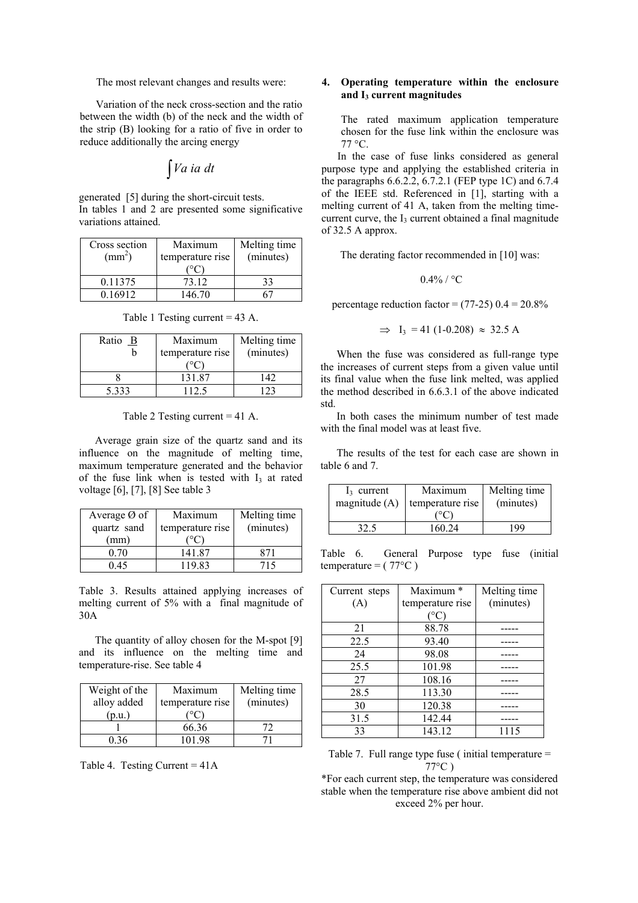The most relevant changes and results were:

Variation of the neck cross-section and the ratio between the width (b) of the neck and the width of the strip (B) looking for a ratio of five in order to reduce additionally the arcing energy

$$\int Va\ ia\ dt$$

generated [5] during the short-circuit tests.
In tables 1 and 2 are presented some significative variations attained.

| Cross section ($mm^2$) | Maximum temperature rise (°C) | Melting time (minutes) |
|---|---|---|
| 0.11375 | 73.12 | 33 |
| 0.16912 | 146.70 | 67 |

Table 1 Testing current = 43 A.

| Ratio $\frac{B}{b}$ | Maximum temperature rise (°C) | Melting time (minutes) |
|---|---|---|
| 8 | 131.87 | 142 |
| 5.333 | 112.5 | 123 |

Table 2 Testing current = 41 A.

Average grain size of the quartz sand and its influence on the magnitude of melting time, maximum temperature generated and the behavior of the fuse link when is tested with $I_3$ at rated voltage [6], [7], [8] See table 3

| Average Ø of quartz sand (mm) | Maximum temperature rise (°C) | Melting time (minutes) |
|---|---|---|
| 0.70 | 141.87 | 871 |
| 0.45 | 119.83 | 715 |

Table 3. Results attained applying increases of melting current of 5% with a final magnitude of 30A

The quantity of alloy chosen for the M-spot [9] and its influence on the melting time and temperature-rise. See table 4

| Weight of the alloy added (p.u.) | Maximum temperature rise (°C) | Melting time (minutes) |
|---|---|---|
| 1 | 66.36 | 72 |
| 0.36 | 101.98 | 71 |

Table 4. Testing Current = 41A

## 4. Operating temperature within the enclosure and $I_3$ current magnitudes

The rated maximum application temperature chosen for the fuse link within the enclosure was 77 °C.

In the case of fuse links considered as general purpose type and applying the established criteria in the paragraphs 6.6.2.2, 6.7.2.1 (FEP type 1C) and 6.7.4 of the IEEE std. Referenced in [1], starting with a melting current of 41 A, taken from the melting time-current curve, the $I_3$ current obtained a final magnitude of 32.5 A approx.

The derating factor recommended in [10] was:

$$0.4\% \ / \ °C$$

percentage reduction factor = (77-25) 0.4 = 20.8%

$$\Rightarrow \ I_3 = 41\ (1-0.208) \approx 32.5 \text{ A}$$

When the fuse was considered as full-range type the increases of current steps from a given value until its final value when the fuse link melted, was applied the method described in 6.6.3.1 of the above indicated std.

In both cases the minimum number of test made with the final model was at least five.

The results of the test for each case are shown in table 6 and 7.

| $I_3$ current magnitude (A) | Maximum temperature rise (°C) | Melting time (minutes) |
|---|---|---|
| 32.5 | 160.24 | 199 |

Table 6. General Purpose type fuse (initial temperature = ( 77°C )

| Current steps (A) | Maximum * temperature rise (°C) | Melting time (minutes) |
|---|---|---|
| 21 | 88.78 | ----- |
| 22.5 | 93.40 | ----- |
| 24 | 98.08 | ----- |
| 25.5 | 101.98 | ----- |
| 27 | 108.16 | ----- |
| 28.5 | 113.30 | ----- |
| 30 | 120.38 | ----- |
| 31.5 | 142.44 | ----- |
| 33 | 143.12 | 1115 |

Table 7. Full range type fuse ( initial temperature = 77°C )

*For each current step, the temperature was considered stable when the temperature rise above ambient did not exceed 2% per hour.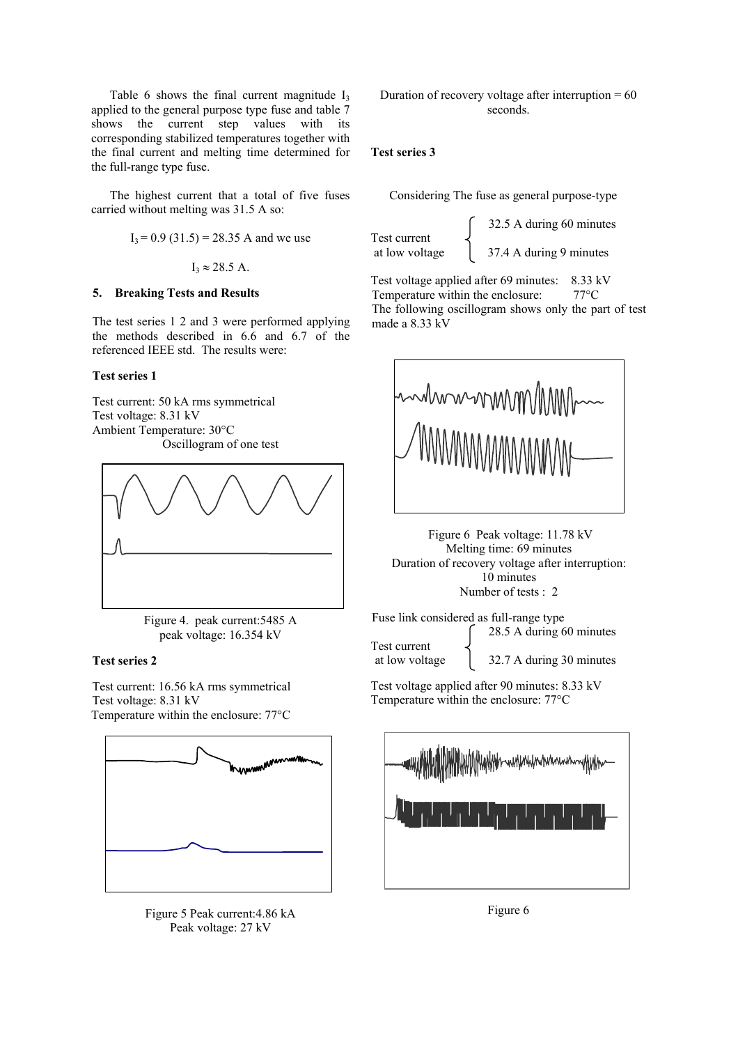Table 6 shows the final current magnitude $I_3$ applied to the general purpose type fuse and table 7 shows the current step values with its corresponding stabilized temperatures together with the final current and melting time determined for the full-range type fuse.

The highest current that a total of five fuses carried without melting was 31.5 A so:

$$I_3 = 0.9\,(31.5) = 28.35 \text{ A and we use}$$

$$I_3 \approx 28.5 \text{ A.}$$

## 5. Breaking Tests and Results

The test series 1 2 and 3 were performed applying the methods described in 6.6 and 6.7 of the referenced IEEE std. The results were:

### Test series 1

Test current: 50 kA rms symmetrical
Test voltage: 8.31 kV
Ambient Temperature: 30°C
Oscillogram of one test

Figure 4. peak current:5485 A
peak voltage: 16.354 kV

### Test series 2

Test current: 16.56 kA rms symmetrical
Test voltage: 8.31 kV
Temperature within the enclosure: 77°C

Figure 5 Peak current:4.86 kA
Peak voltage: 27 kV

Duration of recovery voltage after interruption = 60 seconds.

### Test series 3

Considering The fuse as general purpose-type

Test current at low voltage:
- 32.5 A during 60 minutes
- 37.4 A during 9 minutes

Test voltage applied after 69 minutes: 8.33 kV
Temperature within the enclosure: 77°C
The following oscillogram shows only the part of test made a 8.33 kV

Figure 6 Peak voltage: 11.78 kV
Melting time: 69 minutes
Duration of recovery voltage after interruption: 10 minutes
Number of tests : 2

Fuse link considered as full-range type

Test current at low voltage:
- 28.5 A during 60 minutes
- 32.7 A during 30 minutes

Test voltage applied after 90 minutes: 8.33 kV
Temperature within the enclosure: 77°C

Figure 6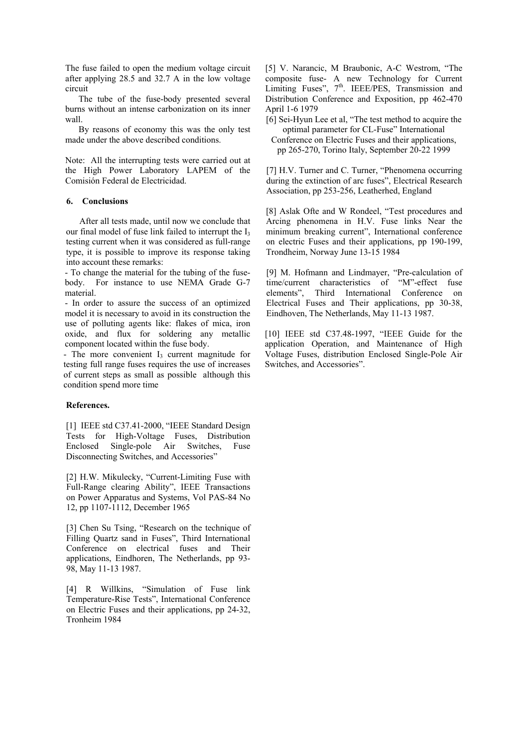The fuse failed to open the medium voltage circuit after applying 28.5 and 32.7 A in the low voltage circuit

The tube of the fuse-body presented several burns without an intense carbonization on its inner wall.

By reasons of economy this was the only test made under the above described conditions.

Note: All the interrupting tests were carried out at the High Power Laboratory LAPEM of the Comisión Federal de Electricidad.

## 6. Conclusions

After all tests made, until now we conclude that our final model of fuse link failed to interrupt the $I_3$ testing current when it was considered as full-range type, it is possible to improve its response taking into account these remarks:

- To change the material for the tubing of the fuse-body. For instance to use NEMA Grade G-7 material.
- In order to assure the success of an optimized model it is necessary to avoid in its construction the use of polluting agents like: flakes of mica, iron oxide, and flux for soldering any metallic component located within the fuse body.
- The more convenient $I_3$ current magnitude for testing full range fuses requires the use of increases of current steps as small as possible although this condition spend more time

## References.

[1] IEEE std C37.41-2000, "IEEE Standard Design Tests for High-Voltage Fuses, Distribution Enclosed Single-pole Air Switches, Fuse Disconnecting Switches, and Accessories"

[2] H.W. Mikulecky, "Current-Limiting Fuse with Full-Range clearing Ability", IEEE Transactions on Power Apparatus and Systems, Vol PAS-84 No 12, pp 1107-1112, December 1965

[3] Chen Su Tsing, "Research on the technique of Filling Quartz sand in Fuses", Third International Conference on electrical fuses and Their applications, Eindhoren, The Netherlands, pp 93-98, May 11-13 1987.

[4] R Willkins, "Simulation of Fuse link Temperature-Rise Tests", International Conference on Electric Fuses and their applications, pp 24-32, Tronheim 1984

[5] V. Narancic, M Braubonic, A-C Westrom, "The composite fuse- A new Technology for Current Limiting Fuses", 7th. IEEE/PES, Transmission and Distribution Conference and Exposition, pp 462-470 April 1-6 1979

[6] Sei-Hyun Lee et al, "The test method to acquire the optimal parameter for CL-Fuse" International Conference on Electric Fuses and their applications, pp 265-270, Torino Italy, September 20-22 1999

[7] H.V. Turner and C. Turner, "Phenomena occurring during the extinction of arc fuses", Electrical Research Association, pp 253-256, Leatherhed, England

[8] Aslak Ofte and W Rondeel, "Test procedures and Arcing phenomena in H.V. Fuse links Near the minimum breaking current", International conference on electric Fuses and their applications, pp 190-199, Trondheim, Norway June 13-15 1984

[9] M. Hofmann and Lindmayer, "Pre-calculation of time/current characteristics of "M"-effect fuse elements", Third International Conference on Electrical Fuses and Their applications, pp 30-38, Eindhoven, The Netherlands, May 11-13 1987.

[10] IEEE std C37.48-1997, "IEEE Guide for the application Operation, and Maintenance of High Voltage Fuses, distribution Enclosed Single-Pole Air Switches, and Accessories".